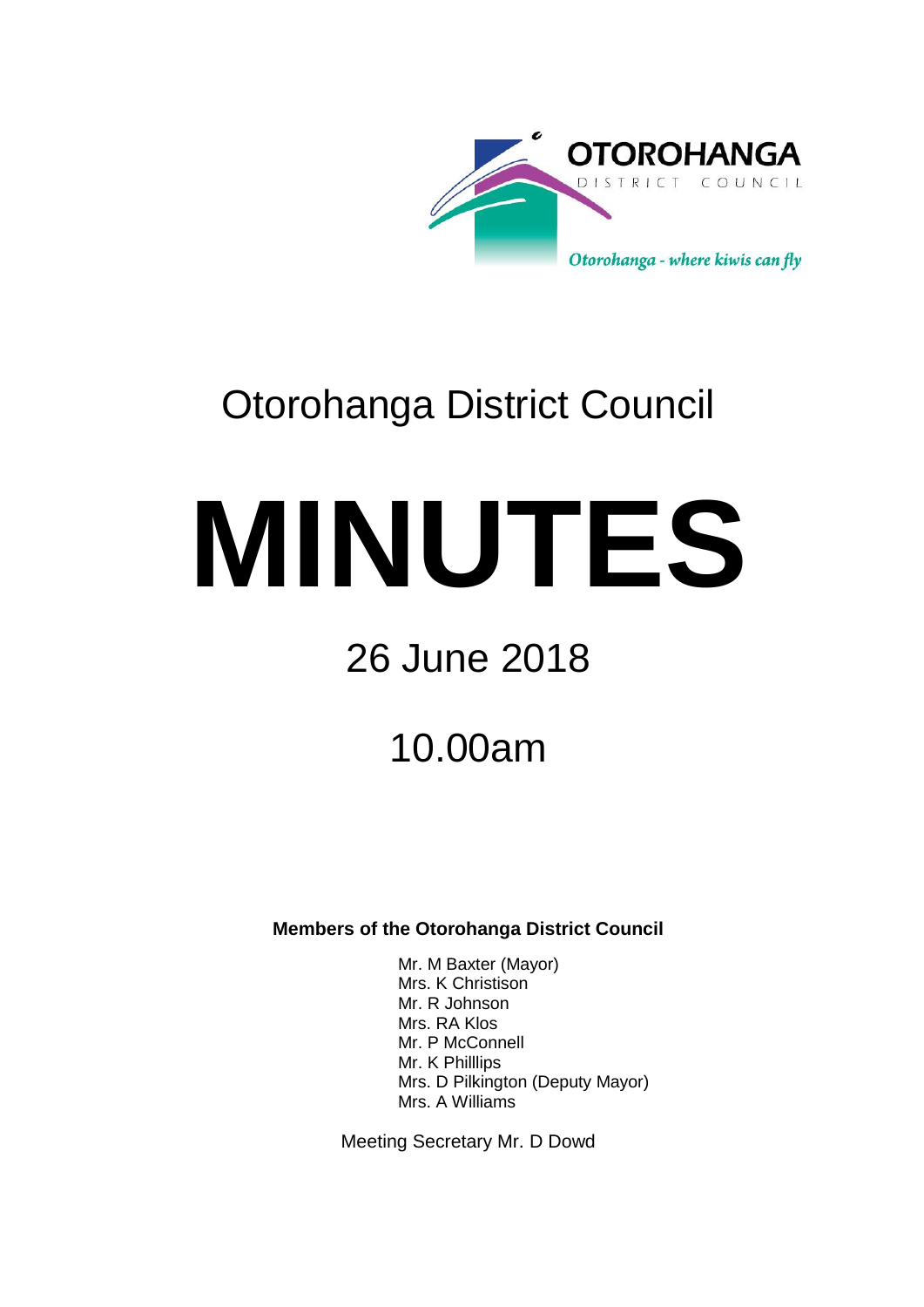OTOROHANGA
DISTRICT COUNCIL

*Otorohanga - where kiwis can fly*

# Otorohanga District Council

# MINUTES

## 26 June 2018

## 10.00am

**Members of the Otorohanga District Council**

Mr. M Baxter (Mayor)
Mrs. K Christison
Mr. R Johnson
Mrs. RA Klos
Mr. P McConnell
Mr. K Philllips
Mrs. D Pilkington (Deputy Mayor)
Mrs. A Williams

Meeting Secretary Mr. D Dowd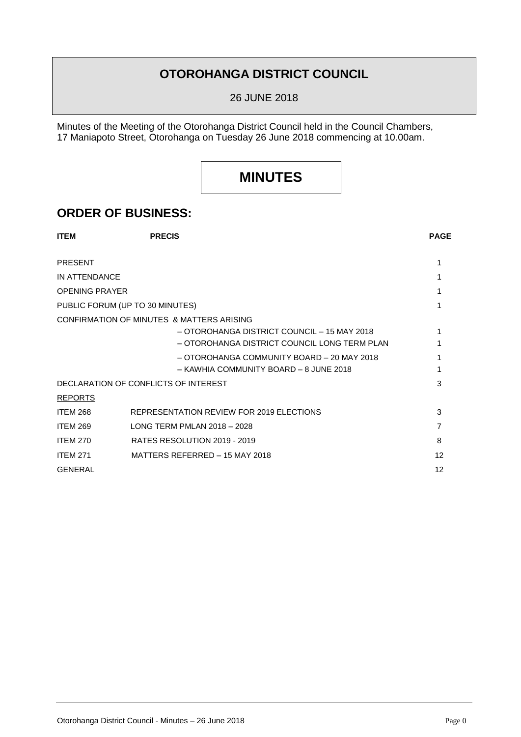# OTOROHANGA DISTRICT COUNCIL

26 JUNE 2018

Minutes of the Meeting of the Otorohanga District Council held in the Council Chambers, 17 Maniapoto Street, Otorohanga on Tuesday 26 June 2018 commencing at 10.00am.

# MINUTES

## ORDER OF BUSINESS:

| ITEM | PRECIS | PAGE |
|---|---|---|
| PRESENT | | 1 |
| IN ATTENDANCE | | 1 |
| OPENING PRAYER | | 1 |
| PUBLIC FORUM (UP TO 30 MINUTES) | | 1 |
| CONFIRMATION OF MINUTES & MATTERS ARISING | | |
| | – OTOROHANGA DISTRICT COUNCIL – 15 MAY 2018 | 1 |
| | – OTOROHANGA DISTRICT COUNCIL LONG TERM PLAN | 1 |
| | – OTOROHANGA COMMUNITY BOARD – 20 MAY 2018 | 1 |
| | – KAWHIA COMMUNITY BOARD – 8 JUNE 2018 | 1 |
| DECLARATION OF CONFLICTS OF INTEREST | | 3 |
| REPORTS | | |
| ITEM 268 | REPRESENTATION REVIEW FOR 2019 ELECTIONS | 3 |
| ITEM 269 | LONG TERM PMLAN 2018 – 2028 | 7 |
| ITEM 270 | RATES RESOLUTION 2019 - 2019 | 8 |
| ITEM 271 | MATTERS REFERRED – 15 MAY 2018 | 12 |
| GENERAL | | 12 |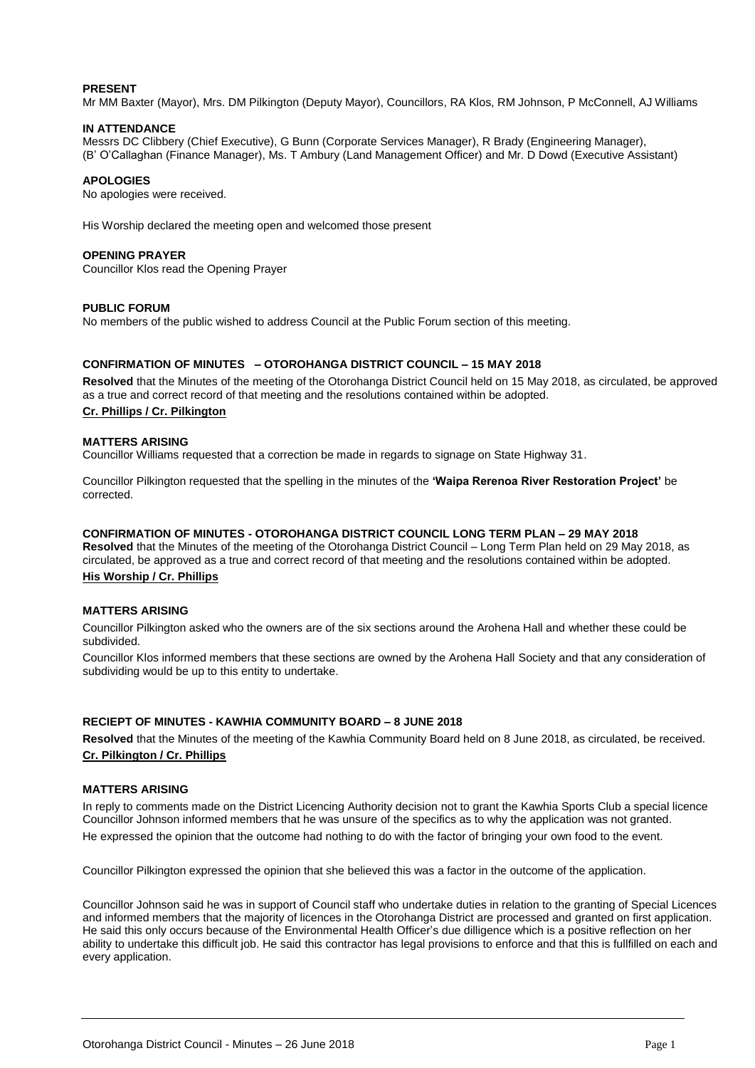**PRESENT**
Mr MM Baxter (Mayor), Mrs. DM Pilkington (Deputy Mayor), Councillors, RA Klos, RM Johnson, P McConnell, AJ Williams

**IN ATTENDANCE**
Messrs DC Clibbery (Chief Executive), G Bunn (Corporate Services Manager), R Brady (Engineering Manager), (B' O'Callaghan (Finance Manager), Ms. T Ambury (Land Management Officer) and Mr. D Dowd (Executive Assistant)

**APOLOGIES**
No apologies were received.

His Worship declared the meeting open and welcomed those present

**OPENING PRAYER**
Councillor Klos read the Opening Prayer

**PUBLIC FORUM**
No members of the public wished to address Council at the Public Forum section of this meeting.

**CONFIRMATION OF MINUTES – OTOROHANGA DISTRICT COUNCIL – 15 MAY 2018**

**Resolved** that the Minutes of the meeting of the Otorohanga District Council held on 15 May 2018, as circulated, be approved as a true and correct record of that meeting and the resolutions contained within be adopted.

**Cr. Phillips / Cr. Pilkington**

**MATTERS ARISING**
Councillor Williams requested that a correction be made in regards to signage on State Highway 31.

Councillor Pilkington requested that the spelling in the minutes of the **'Waipa Rerenoa River Restoration Project'** be corrected.

**CONFIRMATION OF MINUTES - OTOROHANGA DISTRICT COUNCIL LONG TERM PLAN – 29 MAY 2018**
**Resolved** that the Minutes of the meeting of the Otorohanga District Council – Long Term Plan held on 29 May 2018, as circulated, be approved as a true and correct record of that meeting and the resolutions contained within be adopted.
**His Worship / Cr. Phillips**

**MATTERS ARISING**

Councillor Pilkington asked who the owners are of the six sections around the Arohena Hall and whether these could be subdivided.

Councillor Klos informed members that these sections are owned by the Arohena Hall Society and that any consideration of subdividing would be up to this entity to undertake.

**RECIEPT OF MINUTES - KAWHIA COMMUNITY BOARD – 8 JUNE 2018**

**Resolved** that the Minutes of the meeting of the Kawhia Community Board held on 8 June 2018, as circulated, be received.
**Cr. Pilkington / Cr. Phillips**

**MATTERS ARISING**

In reply to comments made on the District Licencing Authority decision not to grant the Kawhia Sports Club a special licence Councillor Johnson informed members that he was unsure of the specifics as to why the application was not granted.
He expressed the opinion that the outcome had nothing to do with the factor of bringing your own food to the event.

Councillor Pilkington expressed the opinion that she believed this was a factor in the outcome of the application.

Councillor Johnson said he was in support of Council staff who undertake duties in relation to the granting of Special Licences and informed members that the majority of licences in the Otorohanga District are processed and granted on first application. He said this only occurs because of the Environmental Health Officer's due dilligence which is a positive reflection on her ability to undertake this difficult job. He said this contractor has legal provisions to enforce and that this is fullfilled on each and every application.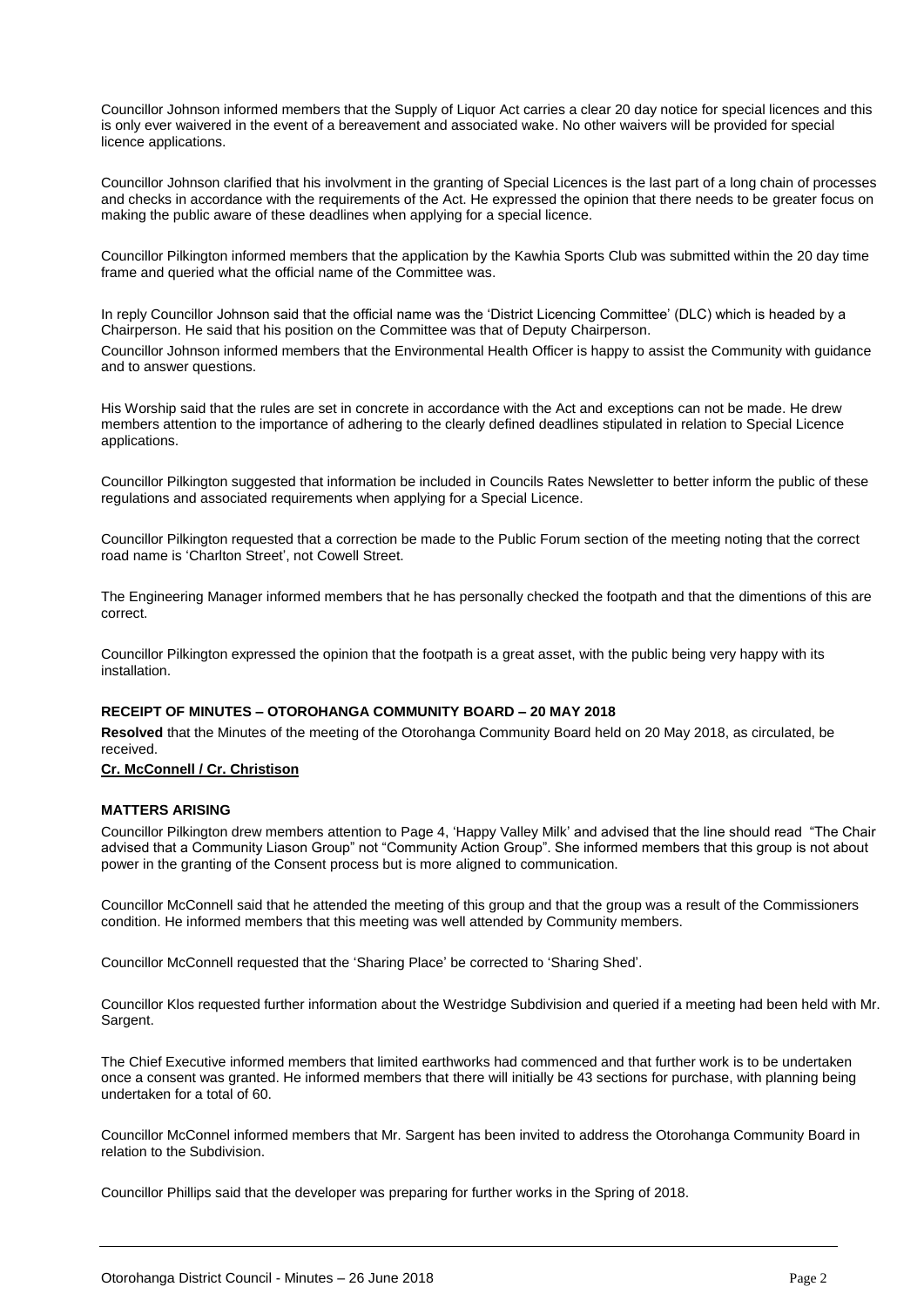Councillor Johnson informed members that the Supply of Liquor Act carries a clear 20 day notice for special licences and this is only ever waivered in the event of a bereavement and associated wake. No other waivers will be provided for special licence applications.

Councillor Johnson clarified that his involvment in the granting of Special Licences is the last part of a long chain of processes and checks in accordance with the requirements of the Act. He expressed the opinion that there needs to be greater focus on making the public aware of these deadlines when applying for a special licence.

Councillor Pilkington informed members that the application by the Kawhia Sports Club was submitted within the 20 day time frame and queried what the official name of the Committee was.

In reply Councillor Johnson said that the official name was the 'District Licencing Committee' (DLC) which is headed by a Chairperson. He said that his position on the Committee was that of Deputy Chairperson.

Councillor Johnson informed members that the Environmental Health Officer is happy to assist the Community with guidance and to answer questions.

His Worship said that the rules are set in concrete in accordance with the Act and exceptions can not be made. He drew members attention to the importance of adhering to the clearly defined deadlines stipulated in relation to Special Licence applications.

Councillor Pilkington suggested that information be included in Councils Rates Newsletter to better inform the public of these regulations and associated requirements when applying for a Special Licence.

Councillor Pilkington requested that a correction be made to the Public Forum section of the meeting noting that the correct road name is 'Charlton Street', not Cowell Street.

The Engineering Manager informed members that he has personally checked the footpath and that the dimentions of this are correct.

Councillor Pilkington expressed the opinion that the footpath is a great asset, with the public being very happy with its installation.

**RECEIPT OF MINUTES – OTOROHANGA COMMUNITY BOARD – 20 MAY 2018**

**Resolved** that the Minutes of the meeting of the Otorohanga Community Board held on 20 May 2018, as circulated, be received.

**Cr. McConnell / Cr. Christison**

**MATTERS ARISING**

Councillor Pilkington drew members attention to Page 4, 'Happy Valley Milk' and advised that the line should read "The Chair advised that a Community Liason Group" not "Community Action Group". She informed members that this group is not about power in the granting of the Consent process but is more aligned to communication.

Councillor McConnell said that he attended the meeting of this group and that the group was a result of the Commissioners condition. He informed members that this meeting was well attended by Community members.

Councillor McConnell requested that the 'Sharing Place' be corrected to 'Sharing Shed'.

Councillor Klos requested further information about the Westridge Subdivision and queried if a meeting had been held with Mr. Sargent.

The Chief Executive informed members that limited earthworks had commenced and that further work is to be undertaken once a consent was granted. He informed members that there will initially be 43 sections for purchase, with planning being undertaken for a total of 60.

Councillor McConnel informed members that Mr. Sargent has been invited to address the Otorohanga Community Board in relation to the Subdivision.

Councillor Phillips said that the developer was preparing for further works in the Spring of 2018.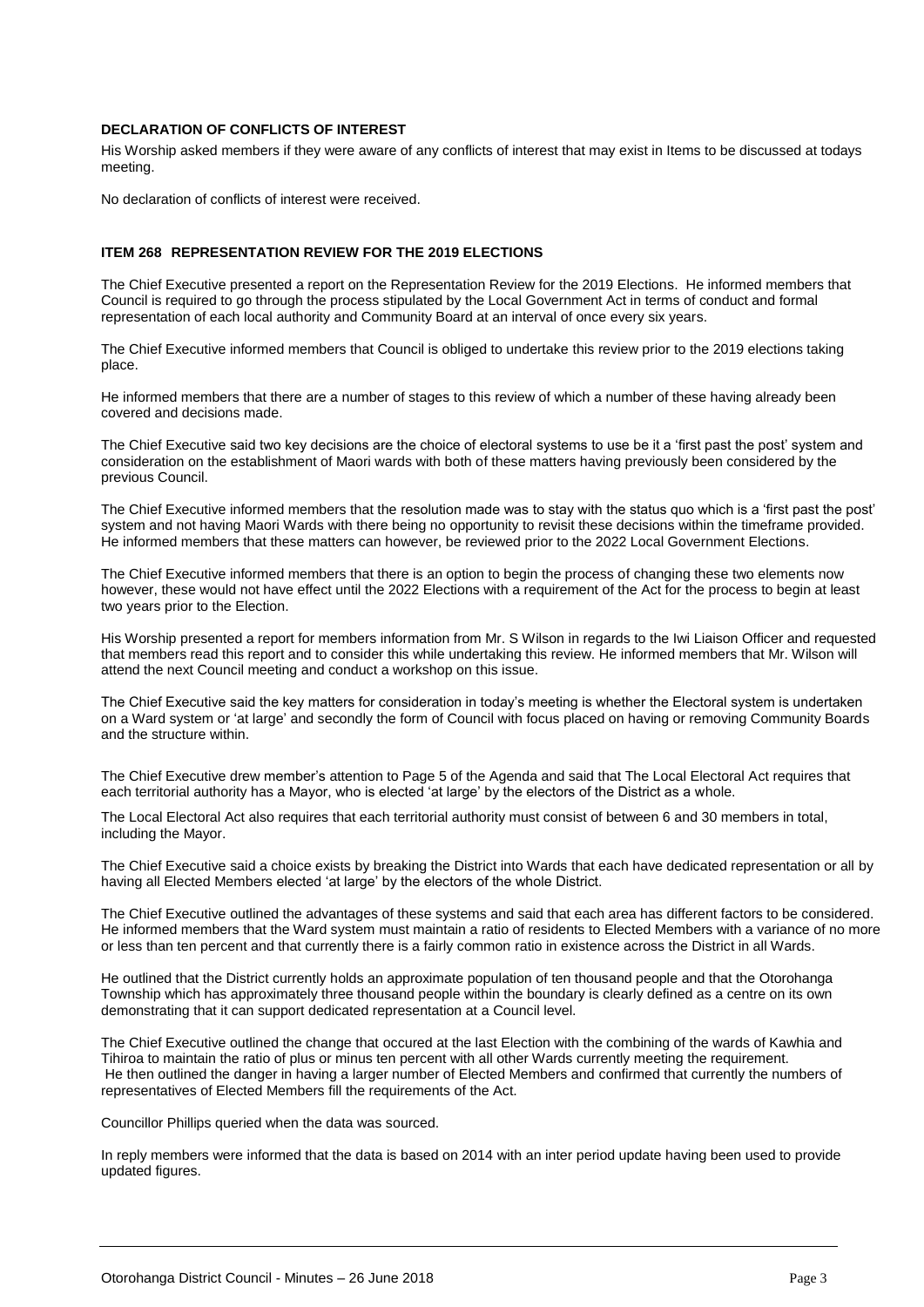**DECLARATION OF CONFLICTS OF INTEREST**

His Worship asked members if they were aware of any conflicts of interest that may exist in Items to be discussed at todays meeting.

No declaration of conflicts of interest were received.

**ITEM 268 REPRESENTATION REVIEW FOR THE 2019 ELECTIONS**

The Chief Executive presented a report on the Representation Review for the 2019 Elections. He informed members that Council is required to go through the process stipulated by the Local Government Act in terms of conduct and formal representation of each local authority and Community Board at an interval of once every six years.

The Chief Executive informed members that Council is obliged to undertake this review prior to the 2019 elections taking place.

He informed members that there are a number of stages to this review of which a number of these having already been covered and decisions made.

The Chief Executive said two key decisions are the choice of electoral systems to use be it a 'first past the post' system and consideration on the establishment of Maori wards with both of these matters having previously been considered by the previous Council.

The Chief Executive informed members that the resolution made was to stay with the status quo which is a 'first past the post' system and not having Maori Wards with there being no opportunity to revisit these decisions within the timeframe provided. He informed members that these matters can however, be reviewed prior to the 2022 Local Government Elections.

The Chief Executive informed members that there is an option to begin the process of changing these two elements now however, these would not have effect until the 2022 Elections with a requirement of the Act for the process to begin at least two years prior to the Election.

His Worship presented a report for members information from Mr. S Wilson in regards to the Iwi Liaison Officer and requested that members read this report and to consider this while undertaking this review. He informed members that Mr. Wilson will attend the next Council meeting and conduct a workshop on this issue.

The Chief Executive said the key matters for consideration in today's meeting is whether the Electoral system is undertaken on a Ward system or 'at large' and secondly the form of Council with focus placed on having or removing Community Boards and the structure within.

The Chief Executive drew member's attention to Page 5 of the Agenda and said that The Local Electoral Act requires that each territorial authority has a Mayor, who is elected 'at large' by the electors of the District as a whole.

The Local Electoral Act also requires that each territorial authority must consist of between 6 and 30 members in total, including the Mayor.

The Chief Executive said a choice exists by breaking the District into Wards that each have dedicated representation or all by having all Elected Members elected 'at large' by the electors of the whole District.

The Chief Executive outlined the advantages of these systems and said that each area has different factors to be considered. He informed members that the Ward system must maintain a ratio of residents to Elected Members with a variance of no more or less than ten percent and that currently there is a fairly common ratio in existence across the District in all Wards.

He outlined that the District currently holds an approximate population of ten thousand people and that the Otorohanga Township which has approximately three thousand people within the boundary is clearly defined as a centre on its own demonstrating that it can support dedicated representation at a Council level.

The Chief Executive outlined the change that occured at the last Election with the combining of the wards of Kawhia and Tihiroa to maintain the ratio of plus or minus ten percent with all other Wards currently meeting the requirement. He then outlined the danger in having a larger number of Elected Members and confirmed that currently the numbers of representatives of Elected Members fill the requirements of the Act.

Councillor Phillips queried when the data was sourced.

In reply members were informed that the data is based on 2014 with an inter period update having been used to provide updated figures.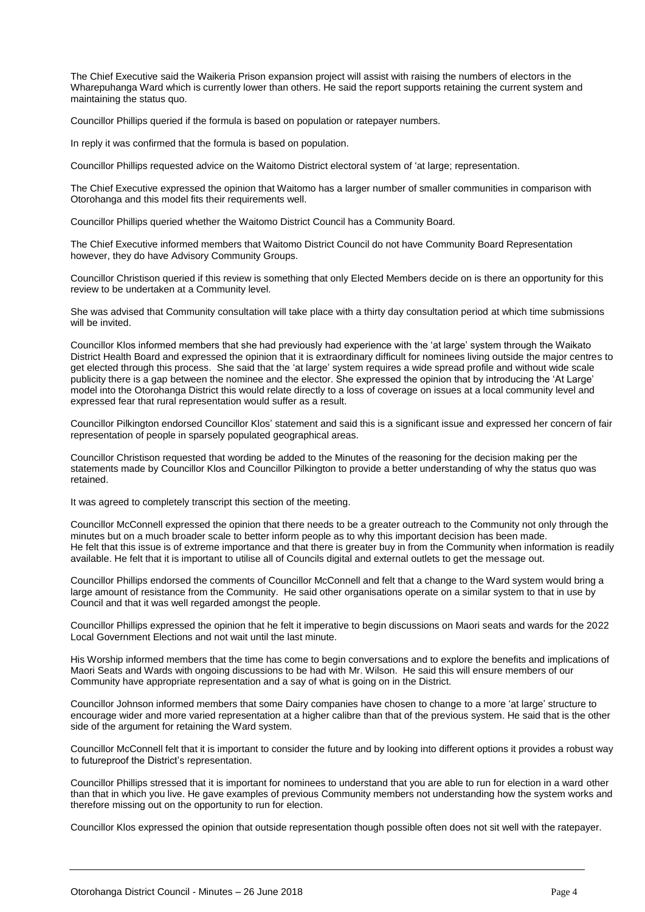The Chief Executive said the Waikeria Prison expansion project will assist with raising the numbers of electors in the Wharepuhanga Ward which is currently lower than others. He said the report supports retaining the current system and maintaining the status quo.

Councillor Phillips queried if the formula is based on population or ratepayer numbers.

In reply it was confirmed that the formula is based on population.

Councillor Phillips requested advice on the Waitomo District electoral system of 'at large; representation.

The Chief Executive expressed the opinion that Waitomo has a larger number of smaller communities in comparison with Otorohanga and this model fits their requirements well.

Councillor Phillips queried whether the Waitomo District Council has a Community Board.

The Chief Executive informed members that Waitomo District Council do not have Community Board Representation however, they do have Advisory Community Groups.

Councillor Christison queried if this review is something that only Elected Members decide on is there an opportunity for this review to be undertaken at a Community level.

She was advised that Community consultation will take place with a thirty day consultation period at which time submissions will be invited.

Councillor Klos informed members that she had previously had experience with the 'at large' system through the Waikato District Health Board and expressed the opinion that it is extraordinary difficult for nominees living outside the major centres to get elected through this process. She said that the 'at large' system requires a wide spread profile and without wide scale publicity there is a gap between the nominee and the elector. She expressed the opinion that by introducing the 'At Large' model into the Otorohanga District this would relate directly to a loss of coverage on issues at a local community level and expressed fear that rural representation would suffer as a result.

Councillor Pilkington endorsed Councillor Klos' statement and said this is a significant issue and expressed her concern of fair representation of people in sparsely populated geographical areas.

Councillor Christison requested that wording be added to the Minutes of the reasoning for the decision making per the statements made by Councillor Klos and Councillor Pilkington to provide a better understanding of why the status quo was retained.

It was agreed to completely transcript this section of the meeting.

Councillor McConnell expressed the opinion that there needs to be a greater outreach to the Community not only through the minutes but on a much broader scale to better inform people as to why this important decision has been made. He felt that this issue is of extreme importance and that there is greater buy in from the Community when information is readily available. He felt that it is important to utilise all of Councils digital and external outlets to get the message out.

Councillor Phillips endorsed the comments of Councillor McConnell and felt that a change to the Ward system would bring a large amount of resistance from the Community. He said other organisations operate on a similar system to that in use by Council and that it was well regarded amongst the people.

Councillor Phillips expressed the opinion that he felt it imperative to begin discussions on Maori seats and wards for the 2022 Local Government Elections and not wait until the last minute.

His Worship informed members that the time has come to begin conversations and to explore the benefits and implications of Maori Seats and Wards with ongoing discussions to be had with Mr. Wilson. He said this will ensure members of our Community have appropriate representation and a say of what is going on in the District.

Councillor Johnson informed members that some Dairy companies have chosen to change to a more 'at large' structure to encourage wider and more varied representation at a higher calibre than that of the previous system. He said that is the other side of the argument for retaining the Ward system.

Councillor McConnell felt that it is important to consider the future and by looking into different options it provides a robust way to futureproof the District's representation.

Councillor Phillips stressed that it is important for nominees to understand that you are able to run for election in a ward other than that in which you live. He gave examples of previous Community members not understanding how the system works and therefore missing out on the opportunity to run for election.

Councillor Klos expressed the opinion that outside representation though possible often does not sit well with the ratepayer.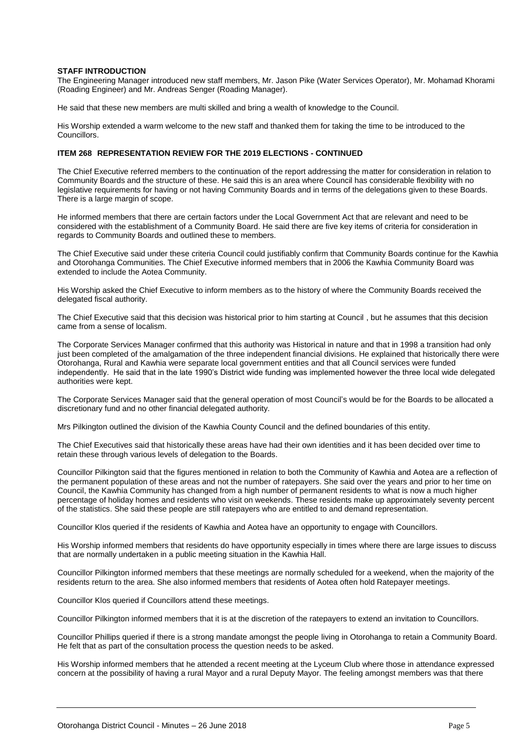**STAFF INTRODUCTION**

The Engineering Manager introduced new staff members, Mr. Jason Pike (Water Services Operator), Mr. Mohamad Khorami (Roading Engineer) and Mr. Andreas Senger (Roading Manager).

He said that these new members are multi skilled and bring a wealth of knowledge to the Council.

His Worship extended a warm welcome to the new staff and thanked them for taking the time to be introduced to the Councillors.

**ITEM 268 REPRESENTATION REVIEW FOR THE 2019 ELECTIONS - CONTINUED**

The Chief Executive referred members to the continuation of the report addressing the matter for consideration in relation to Community Boards and the structure of these. He said this is an area where Council has considerable flexibility with no legislative requirements for having or not having Community Boards and in terms of the delegations given to these Boards. There is a large margin of scope.

He informed members that there are certain factors under the Local Government Act that are relevant and need to be considered with the establishment of a Community Board. He said there are five key items of criteria for consideration in regards to Community Boards and outlined these to members.

The Chief Executive said under these criteria Council could justifiably confirm that Community Boards continue for the Kawhia and Otorohanga Communities. The Chief Executive informed members that in 2006 the Kawhia Community Board was extended to include the Aotea Community.

His Worship asked the Chief Executive to inform members as to the history of where the Community Boards received the delegated fiscal authority.

The Chief Executive said that this decision was historical prior to him starting at Council , but he assumes that this decision came from a sense of localism.

The Corporate Services Manager confirmed that this authority was Historical in nature and that in 1998 a transition had only just been completed of the amalgamation of the three independent financial divisions. He explained that historically there were Otorohanga, Rural and Kawhia were separate local government entities and that all Council services were funded independently. He said that in the late 1990's District wide funding was implemented however the three local wide delegated authorities were kept.

The Corporate Services Manager said that the general operation of most Council's would be for the Boards to be allocated a discretionary fund and no other financial delegated authority.

Mrs Pilkington outlined the division of the Kawhia County Council and the defined boundaries of this entity.

The Chief Executives said that historically these areas have had their own identities and it has been decided over time to retain these through various levels of delegation to the Boards.

Councillor Pilkington said that the figures mentioned in relation to both the Community of Kawhia and Aotea are a reflection of the permanent population of these areas and not the number of ratepayers. She said over the years and prior to her time on Council, the Kawhia Community has changed from a high number of permanent residents to what is now a much higher percentage of holiday homes and residents who visit on weekends. These residents make up approximately seventy percent of the statistics. She said these people are still ratepayers who are entitled to and demand representation.

Councillor Klos queried if the residents of Kawhia and Aotea have an opportunity to engage with Councillors.

His Worship informed members that residents do have opportunity especially in times where there are large issues to discuss that are normally undertaken in a public meeting situation in the Kawhia Hall.

Councillor Pilkington informed members that these meetings are normally scheduled for a weekend, when the majority of the residents return to the area. She also informed members that residents of Aotea often hold Ratepayer meetings.

Councillor Klos queried if Councillors attend these meetings.

Councillor Pilkington informed members that it is at the discretion of the ratepayers to extend an invitation to Councillors.

Councillor Phillips queried if there is a strong mandate amongst the people living in Otorohanga to retain a Community Board. He felt that as part of the consultation process the question needs to be asked.

His Worship informed members that he attended a recent meeting at the Lyceum Club where those in attendance expressed concern at the possibility of having a rural Mayor and a rural Deputy Mayor. The feeling amongst members was that there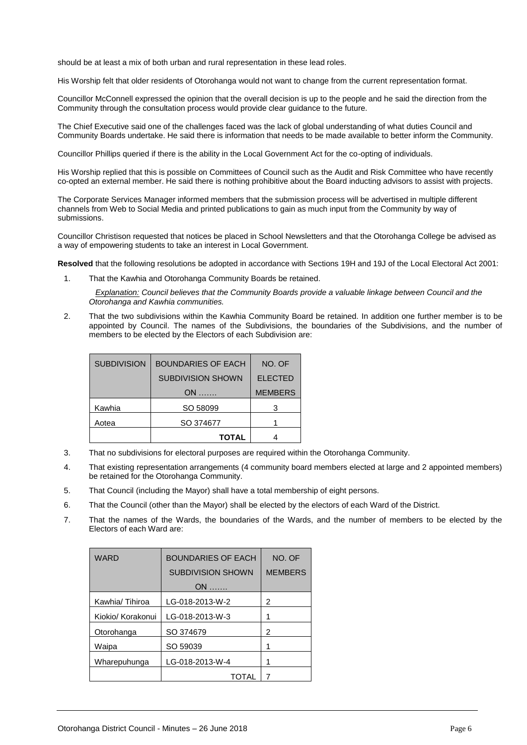should be at least a mix of both urban and rural representation in these lead roles.

His Worship felt that older residents of Otorohanga would not want to change from the current representation format.

Councillor McConnell expressed the opinion that the overall decision is up to the people and he said the direction from the Community through the consultation process would provide clear guidance to the future.

The Chief Executive said one of the challenges faced was the lack of global understanding of what duties Council and Community Boards undertake. He said there is information that needs to be made available to better inform the Community.

Councillor Phillips queried if there is the ability in the Local Government Act for the co-opting of individuals.

His Worship replied that this is possible on Committees of Council such as the Audit and Risk Committee who have recently co-opted an external member. He said there is nothing prohibitive about the Board inducting advisors to assist with projects.

The Corporate Services Manager informed members that the submission process will be advertised in multiple different channels from Web to Social Media and printed publications to gain as much input from the Community by way of submissions.

Councillor Christison requested that notices be placed in School Newsletters and that the Otorohanga College be advised as a way of empowering students to take an interest in Local Government.

**Resolved** that the following resolutions be adopted in accordance with Sections 19H and 19J of the Local Electoral Act 2001:

1. That the Kawhia and Otorohanga Community Boards be retained.

   *Explanation: Council believes that the Community Boards provide a valuable linkage between Council and the Otorohanga and Kawhia communities.*

2. That the two subdivisions within the Kawhia Community Board be retained. In addition one further member is to be appointed by Council. The names of the Subdivisions, the boundaries of the Subdivisions, and the number of members to be elected by the Electors of each Subdivision are:

| SUBDIVISION | BOUNDARIES OF EACH SUBDIVISION SHOWN ON ……. | NO. OF ELECTED MEMBERS |
|---|---|---|
| Kawhia | SO 58099 | 3 |
| Aotea | SO 374677 | 1 |
| | **TOTAL** | 4 |

3. That no subdivisions for electoral purposes are required within the Otorohanga Community.
4. That existing representation arrangements (4 community board members elected at large and 2 appointed members) be retained for the Otorohanga Community.
5. That Council (including the Mayor) shall have a total membership of eight persons.
6. That the Council (other than the Mayor) shall be elected by the electors of each Ward of the District.
7. That the names of the Wards, the boundaries of the Wards, and the number of members to be elected by the Electors of each Ward are:

| WARD | BOUNDARIES OF EACH SUBDIVISION SHOWN ON ……. | NO. OF MEMBERS |
|---|---|---|
| Kawhia/ Tihiroa | LG-018-2013-W-2 | 2 |
| Kiokio/ Korakonui | LG-018-2013-W-3 | 1 |
| Otorohanga | SO 374679 | 2 |
| Waipa | SO 59039 | 1 |
| Wharepuhunga | LG-018-2013-W-4 | 1 |
| | TOTAL | 7 |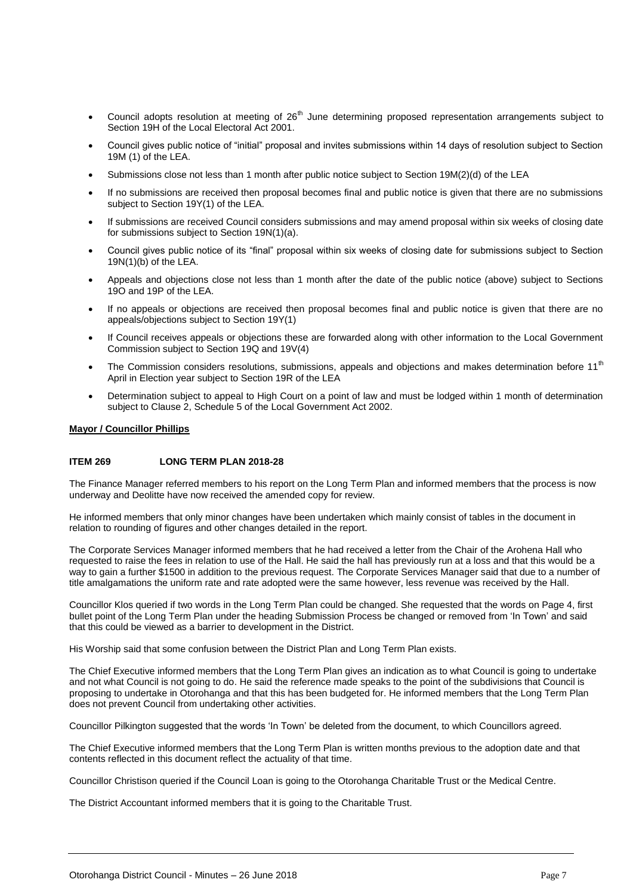- Council adopts resolution at meeting of 26th June determining proposed representation arrangements subject to Section 19H of the Local Electoral Act 2001.
- Council gives public notice of "initial" proposal and invites submissions within 14 days of resolution subject to Section 19M (1) of the LEA.
- Submissions close not less than 1 month after public notice subject to Section 19M(2)(d) of the LEA
- If no submissions are received then proposal becomes final and public notice is given that there are no submissions subject to Section 19Y(1) of the LEA.
- If submissions are received Council considers submissions and may amend proposal within six weeks of closing date for submissions subject to Section 19N(1)(a).
- Council gives public notice of its "final" proposal within six weeks of closing date for submissions subject to Section 19N(1)(b) of the LEA.
- Appeals and objections close not less than 1 month after the date of the public notice (above) subject to Sections 19O and 19P of the LEA.
- If no appeals or objections are received then proposal becomes final and public notice is given that there are no appeals/objections subject to Section 19Y(1)
- If Council receives appeals or objections these are forwarded along with other information to the Local Government Commission subject to Section 19Q and 19V(4)
- The Commission considers resolutions, submissions, appeals and objections and makes determination before 11th April in Election year subject to Section 19R of the LEA
- Determination subject to appeal to High Court on a point of law and must be lodged within 1 month of determination subject to Clause 2, Schedule 5 of the Local Government Act 2002.

**Mayor / Councillor Phillips**

**ITEM 269 LONG TERM PLAN 2018-28**

The Finance Manager referred members to his report on the Long Term Plan and informed members that the process is now underway and Deolitte have now received the amended copy for review.

He informed members that only minor changes have been undertaken which mainly consist of tables in the document in relation to rounding of figures and other changes detailed in the report.

The Corporate Services Manager informed members that he had received a letter from the Chair of the Arohena Hall who requested to raise the fees in relation to use of the Hall. He said the hall has previously run at a loss and that this would be a way to gain a further $1500 in addition to the previous request. The Corporate Services Manager said that due to a number of title amalgamations the uniform rate and rate adopted were the same however, less revenue was received by the Hall.

Councillor Klos queried if two words in the Long Term Plan could be changed. She requested that the words on Page 4, first bullet point of the Long Term Plan under the heading Submission Process be changed or removed from 'In Town' and said that this could be viewed as a barrier to development in the District.

His Worship said that some confusion between the District Plan and Long Term Plan exists.

The Chief Executive informed members that the Long Term Plan gives an indication as to what Council is going to undertake and not what Council is not going to do. He said the reference made speaks to the point of the subdivisions that Council is proposing to undertake in Otorohanga and that this has been budgeted for. He informed members that the Long Term Plan does not prevent Council from undertaking other activities.

Councillor Pilkington suggested that the words 'In Town' be deleted from the document, to which Councillors agreed.

The Chief Executive informed members that the Long Term Plan is written months previous to the adoption date and that contents reflected in this document reflect the actuality of that time.

Councillor Christison queried if the Council Loan is going to the Otorohanga Charitable Trust or the Medical Centre.

The District Accountant informed members that it is going to the Charitable Trust.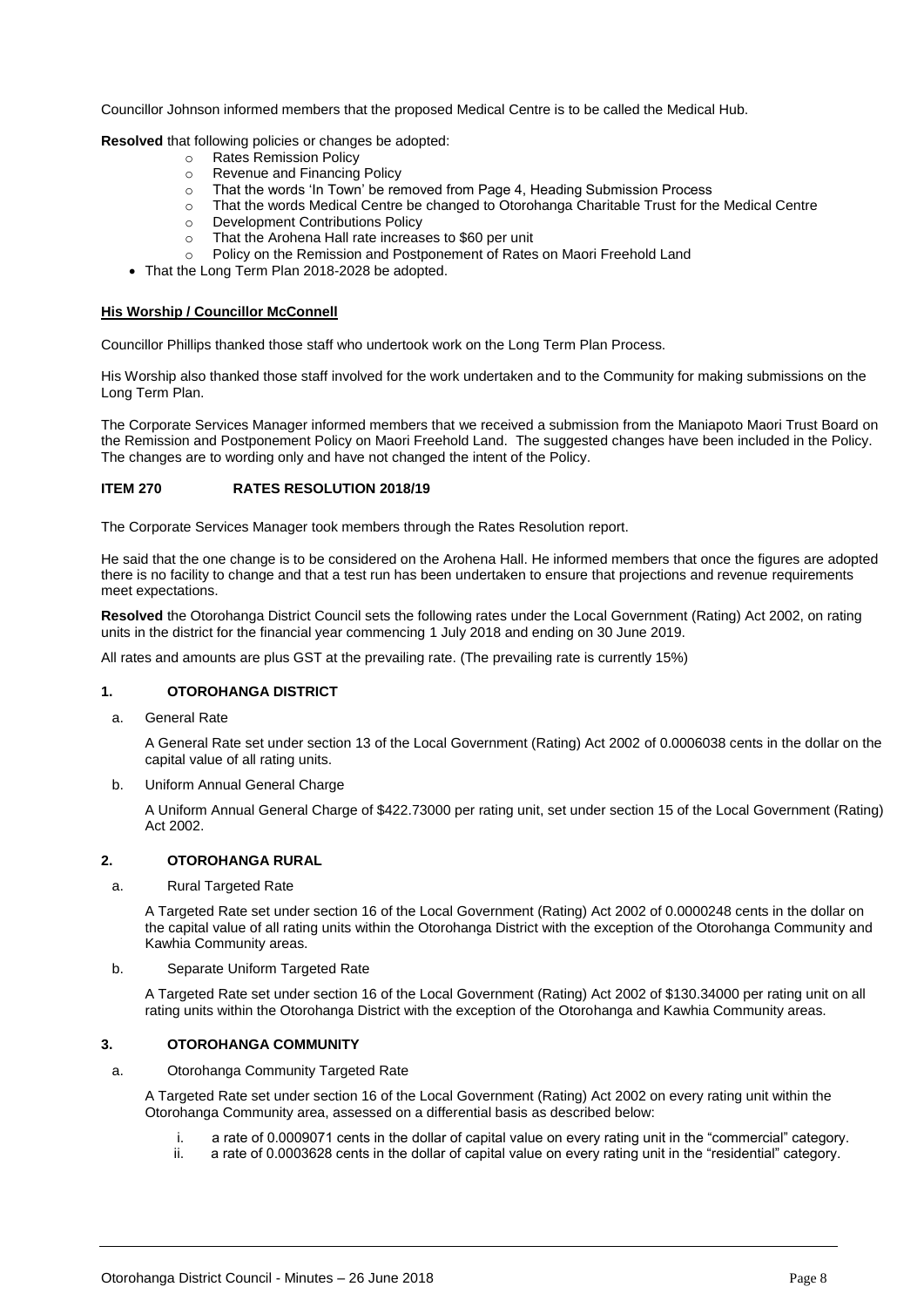Councillor Johnson informed members that the proposed Medical Centre is to be called the Medical Hub.

**Resolved** that following policies or changes be adopted:

- Rates Remission Policy
- Revenue and Financing Policy
- That the words 'In Town' be removed from Page 4, Heading Submission Process
- That the words Medical Centre be changed to Otorohanga Charitable Trust for the Medical Centre
- Development Contributions Policy
- That the Arohena Hall rate increases to $60 per unit
- Policy on the Remission and Postponement of Rates on Maori Freehold Land

- That the Long Term Plan 2018-2028 be adopted.

**His Worship / Councillor McConnell**

Councillor Phillips thanked those staff who undertook work on the Long Term Plan Process.

His Worship also thanked those staff involved for the work undertaken and to the Community for making submissions on the Long Term Plan.

The Corporate Services Manager informed members that we received a submission from the Maniapoto Maori Trust Board on the Remission and Postponement Policy on Maori Freehold Land. The suggested changes have been included in the Policy. The changes are to wording only and have not changed the intent of the Policy.

## ITEM 270 RATES RESOLUTION 2018/19

The Corporate Services Manager took members through the Rates Resolution report.

He said that the one change is to be considered on the Arohena Hall. He informed members that once the figures are adopted there is no facility to change and that a test run has been undertaken to ensure that projections and revenue requirements meet expectations.

**Resolved** the Otorohanga District Council sets the following rates under the Local Government (Rating) Act 2002, on rating units in the district for the financial year commencing 1 July 2018 and ending on 30 June 2019.

All rates and amounts are plus GST at the prevailing rate. (The prevailing rate is currently 15%)

### 1. OTOROHANGA DISTRICT

a. General Rate

A General Rate set under section 13 of the Local Government (Rating) Act 2002 of 0.0006038 cents in the dollar on the capital value of all rating units.

b. Uniform Annual General Charge

A Uniform Annual General Charge of $422.73000 per rating unit, set under section 15 of the Local Government (Rating) Act 2002.

### 2. OTOROHANGA RURAL

a. Rural Targeted Rate

A Targeted Rate set under section 16 of the Local Government (Rating) Act 2002 of 0.0000248 cents in the dollar on the capital value of all rating units within the Otorohanga District with the exception of the Otorohanga Community and Kawhia Community areas.

b. Separate Uniform Targeted Rate

A Targeted Rate set under section 16 of the Local Government (Rating) Act 2002 of $130.34000 per rating unit on all rating units within the Otorohanga District with the exception of the Otorohanga and Kawhia Community areas.

### 3. OTOROHANGA COMMUNITY

a. Otorohanga Community Targeted Rate

A Targeted Rate set under section 16 of the Local Government (Rating) Act 2002 on every rating unit within the Otorohanga Community area, assessed on a differential basis as described below:

i. a rate of 0.0009071 cents in the dollar of capital value on every rating unit in the "commercial" category.
ii. a rate of 0.0003628 cents in the dollar of capital value on every rating unit in the "residential" category.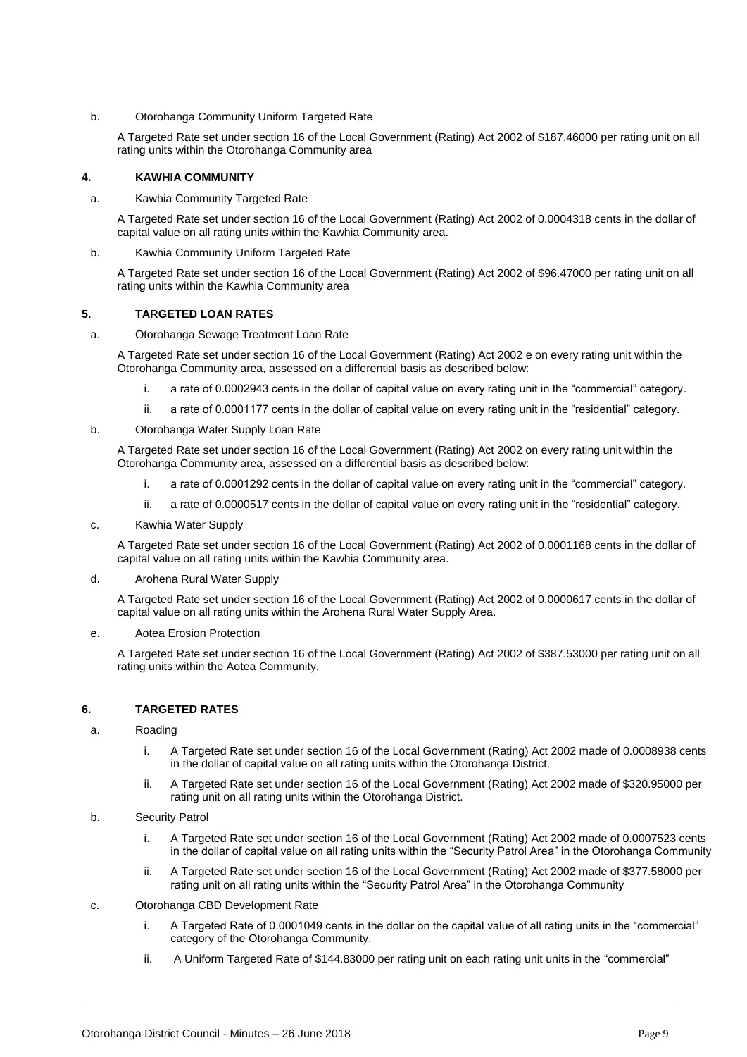b. Otorohanga Community Uniform Targeted Rate

A Targeted Rate set under section 16 of the Local Government (Rating) Act 2002 of $187.46000 per rating unit on all rating units within the Otorohanga Community area

## 4. KAWHIA COMMUNITY

a. Kawhia Community Targeted Rate

A Targeted Rate set under section 16 of the Local Government (Rating) Act 2002 of 0.0004318 cents in the dollar of capital value on all rating units within the Kawhia Community area.

b. Kawhia Community Uniform Targeted Rate

A Targeted Rate set under section 16 of the Local Government (Rating) Act 2002 of $96.47000 per rating unit on all rating units within the Kawhia Community area

## 5. TARGETED LOAN RATES

a. Otorohanga Sewage Treatment Loan Rate

A Targeted Rate set under section 16 of the Local Government (Rating) Act 2002 e on every rating unit within the Otorohanga Community area, assessed on a differential basis as described below:

i. a rate of 0.0002943 cents in the dollar of capital value on every rating unit in the "commercial" category.

ii. a rate of 0.0001177 cents in the dollar of capital value on every rating unit in the "residential" category.

b. Otorohanga Water Supply Loan Rate

A Targeted Rate set under section 16 of the Local Government (Rating) Act 2002 on every rating unit within the Otorohanga Community area, assessed on a differential basis as described below:

i. a rate of 0.0001292 cents in the dollar of capital value on every rating unit in the "commercial" category.

ii. a rate of 0.0000517 cents in the dollar of capital value on every rating unit in the "residential" category.

c. Kawhia Water Supply

A Targeted Rate set under section 16 of the Local Government (Rating) Act 2002 of 0.0001168 cents in the dollar of capital value on all rating units within the Kawhia Community area.

d. Arohena Rural Water Supply

A Targeted Rate set under section 16 of the Local Government (Rating) Act 2002 of 0.0000617 cents in the dollar of capital value on all rating units within the Arohena Rural Water Supply Area.

e. Aotea Erosion Protection

A Targeted Rate set under section 16 of the Local Government (Rating) Act 2002 of $387.53000 per rating unit on all rating units within the Aotea Community.

## 6. TARGETED RATES

a. Roading

i. A Targeted Rate set under section 16 of the Local Government (Rating) Act 2002 made of 0.0008938 cents in the dollar of capital value on all rating units within the Otorohanga District.

ii. A Targeted Rate set under section 16 of the Local Government (Rating) Act 2002 made of $320.95000 per rating unit on all rating units within the Otorohanga District.

b. Security Patrol

i. A Targeted Rate set under section 16 of the Local Government (Rating) Act 2002 made of 0.0007523 cents in the dollar of capital value on all rating units within the "Security Patrol Area" in the Otorohanga Community

ii. A Targeted Rate set under section 16 of the Local Government (Rating) Act 2002 made of $377.58000 per rating unit on all rating units within the "Security Patrol Area" in the Otorohanga Community

c. Otorohanga CBD Development Rate

i. A Targeted Rate of 0.0001049 cents in the dollar on the capital value of all rating units in the "commercial" category of the Otorohanga Community.

ii. A Uniform Targeted Rate of $144.83000 per rating unit on each rating unit units in the "commercial"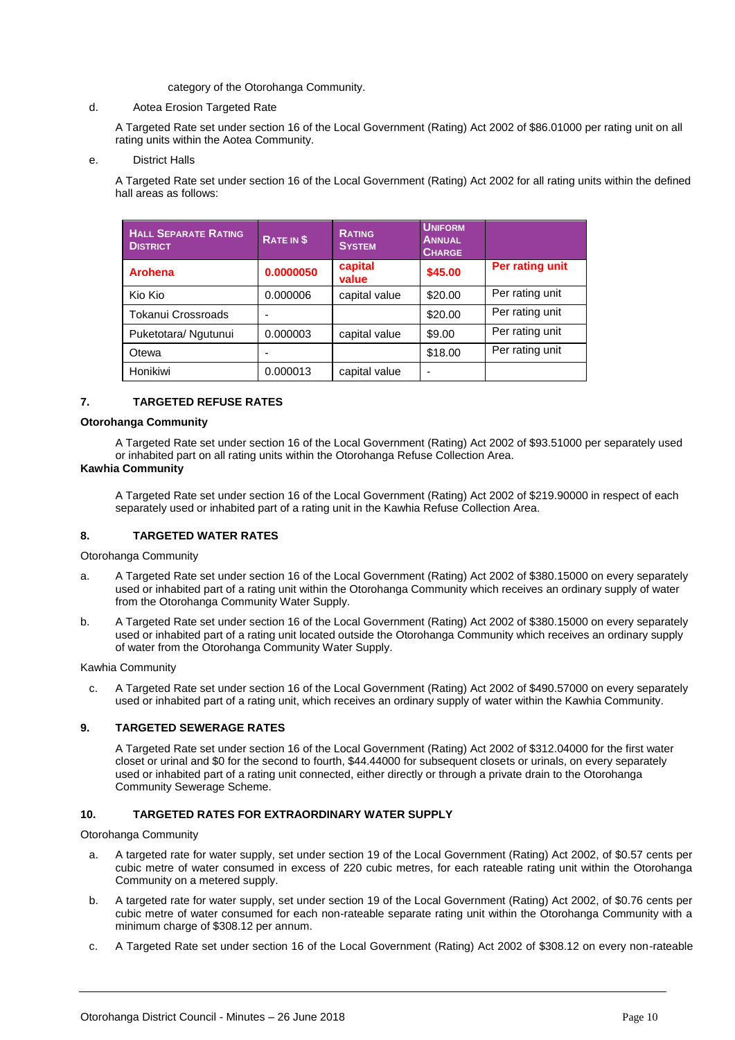category of the Otorohanga Community.

d. Aotea Erosion Targeted Rate

A Targeted Rate set under section 16 of the Local Government (Rating) Act 2002 of $86.01000 per rating unit on all rating units within the Aotea Community.

e. District Halls

A Targeted Rate set under section 16 of the Local Government (Rating) Act 2002 for all rating units within the defined hall areas as follows:

| HALL SEPARATE RATING DISTRICT | RATE IN $ | RATING SYSTEM | UNIFORM ANNUAL CHARGE | |
|---|---|---|---|---|
| **Arohena** | **0.0000050** | **capital value** | **$45.00** | **Per rating unit** |
| Kio Kio | 0.000006 | capital value | $20.00 | Per rating unit |
| Tokanui Crossroads | - | | $20.00 | Per rating unit |
| Puketotara/ Ngutunui | 0.000003 | capital value | $9.00 | Per rating unit |
| Otewa | - | | $18.00 | Per rating unit |
| Honikiwi | 0.000013 | capital value | - | |

**7. TARGETED REFUSE RATES**

**Otorohanga Community**

A Targeted Rate set under section 16 of the Local Government (Rating) Act 2002 of $93.51000 per separately used or inhabited part on all rating units within the Otorohanga Refuse Collection Area.

**Kawhia Community**

A Targeted Rate set under section 16 of the Local Government (Rating) Act 2002 of $219.90000 in respect of each separately used or inhabited part of a rating unit in the Kawhia Refuse Collection Area.

**8. TARGETED WATER RATES**

Otorohanga Community

a. A Targeted Rate set under section 16 of the Local Government (Rating) Act 2002 of $380.15000 on every separately used or inhabited part of a rating unit within the Otorohanga Community which receives an ordinary supply of water from the Otorohanga Community Water Supply.

b. A Targeted Rate set under section 16 of the Local Government (Rating) Act 2002 of $380.15000 on every separately used or inhabited part of a rating unit located outside the Otorohanga Community which receives an ordinary supply of water from the Otorohanga Community Water Supply.

Kawhia Community

c. A Targeted Rate set under section 16 of the Local Government (Rating) Act 2002 of $490.57000 on every separately used or inhabited part of a rating unit, which receives an ordinary supply of water within the Kawhia Community.

**9. TARGETED SEWERAGE RATES**

A Targeted Rate set under section 16 of the Local Government (Rating) Act 2002 of $312.04000 for the first water closet or urinal and $0 for the second to fourth, $44.44000 for subsequent closets or urinals, on every separately used or inhabited part of a rating unit connected, either directly or through a private drain to the Otorohanga Community Sewerage Scheme.

**10. TARGETED RATES FOR EXTRAORDINARY WATER SUPPLY**

Otorohanga Community

a. A targeted rate for water supply, set under section 19 of the Local Government (Rating) Act 2002, of $0.57 cents per cubic metre of water consumed in excess of 220 cubic metres, for each rateable rating unit within the Otorohanga Community on a metered supply.

b. A targeted rate for water supply, set under section 19 of the Local Government (Rating) Act 2002, of $0.76 cents per cubic metre of water consumed for each non-rateable separate rating unit within the Otorohanga Community with a minimum charge of $308.12 per annum.

c. A Targeted Rate set under section 16 of the Local Government (Rating) Act 2002 of $308.12 on every non-rateable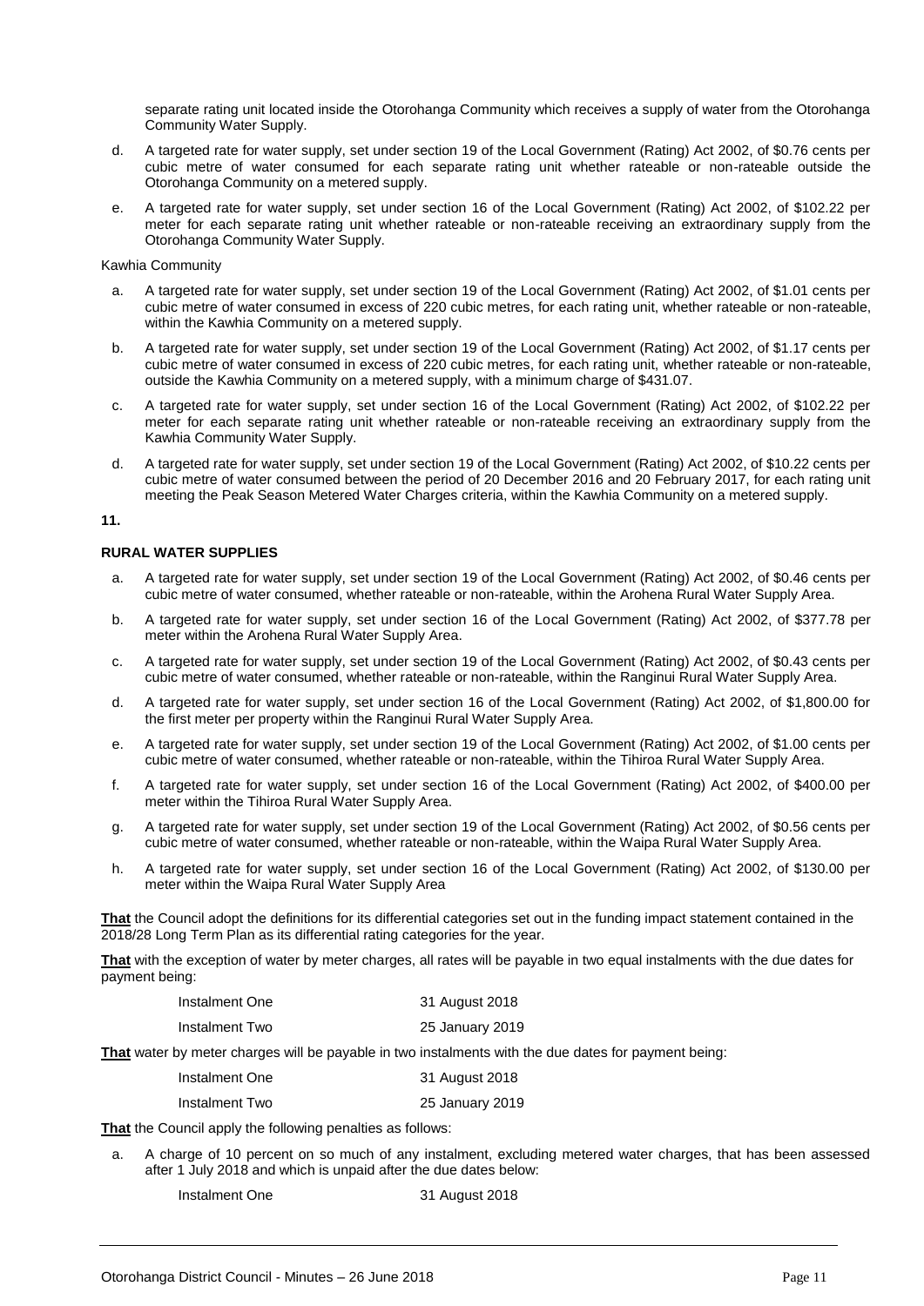separate rating unit located inside the Otorohanga Community which receives a supply of water from the Otorohanga Community Water Supply.

d. A targeted rate for water supply, set under section 19 of the Local Government (Rating) Act 2002, of $0.76 cents per cubic metre of water consumed for each separate rating unit whether rateable or non-rateable outside the Otorohanga Community on a metered supply.

e. A targeted rate for water supply, set under section 16 of the Local Government (Rating) Act 2002, of $102.22 per meter for each separate rating unit whether rateable or non-rateable receiving an extraordinary supply from the Otorohanga Community Water Supply.

Kawhia Community

a. A targeted rate for water supply, set under section 19 of the Local Government (Rating) Act 2002, of $1.01 cents per cubic metre of water consumed in excess of 220 cubic metres, for each rating unit, whether rateable or non-rateable, within the Kawhia Community on a metered supply.

b. A targeted rate for water supply, set under section 19 of the Local Government (Rating) Act 2002, of $1.17 cents per cubic metre of water consumed in excess of 220 cubic metres, for each rating unit, whether rateable or non-rateable, outside the Kawhia Community on a metered supply, with a minimum charge of $431.07.

c. A targeted rate for water supply, set under section 16 of the Local Government (Rating) Act 2002, of $102.22 per meter for each separate rating unit whether rateable or non-rateable receiving an extraordinary supply from the Kawhia Community Water Supply.

d. A targeted rate for water supply, set under section 19 of the Local Government (Rating) Act 2002, of $10.22 cents per cubic metre of water consumed between the period of 20 December 2016 and 20 February 2017, for each rating unit meeting the Peak Season Metered Water Charges criteria, within the Kawhia Community on a metered supply.

**11.**

**RURAL WATER SUPPLIES**

a. A targeted rate for water supply, set under section 19 of the Local Government (Rating) Act 2002, of $0.46 cents per cubic metre of water consumed, whether rateable or non-rateable, within the Arohena Rural Water Supply Area.

b. A targeted rate for water supply, set under section 16 of the Local Government (Rating) Act 2002, of $377.78 per meter within the Arohena Rural Water Supply Area.

c. A targeted rate for water supply, set under section 19 of the Local Government (Rating) Act 2002, of $0.43 cents per cubic metre of water consumed, whether rateable or non-rateable, within the Ranginui Rural Water Supply Area.

d. A targeted rate for water supply, set under section 16 of the Local Government (Rating) Act 2002, of $1,800.00 for the first meter per property within the Ranginui Rural Water Supply Area.

e. A targeted rate for water supply, set under section 19 of the Local Government (Rating) Act 2002, of $1.00 cents per cubic metre of water consumed, whether rateable or non-rateable, within the Tihiroa Rural Water Supply Area.

f. A targeted rate for water supply, set under section 16 of the Local Government (Rating) Act 2002, of $400.00 per meter within the Tihiroa Rural Water Supply Area.

g. A targeted rate for water supply, set under section 19 of the Local Government (Rating) Act 2002, of $0.56 cents per cubic metre of water consumed, whether rateable or non-rateable, within the Waipa Rural Water Supply Area.

h. A targeted rate for water supply, set under section 16 of the Local Government (Rating) Act 2002, of $130.00 per meter within the Waipa Rural Water Supply Area

**That** the Council adopt the definitions for its differential categories set out in the funding impact statement contained in the 2018/28 Long Term Plan as its differential rating categories for the year.

**That** with the exception of water by meter charges, all rates will be payable in two equal instalments with the due dates for payment being:

| | |
|---|---|
| Instalment One | 31 August 2018 |
| Instalment Two | 25 January 2019 |

**That** water by meter charges will be payable in two instalments with the due dates for payment being:

| | |
|---|---|
| Instalment One | 31 August 2018 |
| Instalment Two | 25 January 2019 |

**That** the Council apply the following penalties as follows:

a. A charge of 10 percent on so much of any instalment, excluding metered water charges, that has been assessed after 1 July 2018 and which is unpaid after the due dates below:

| | |
|---|---|
| Instalment One | 31 August 2018 |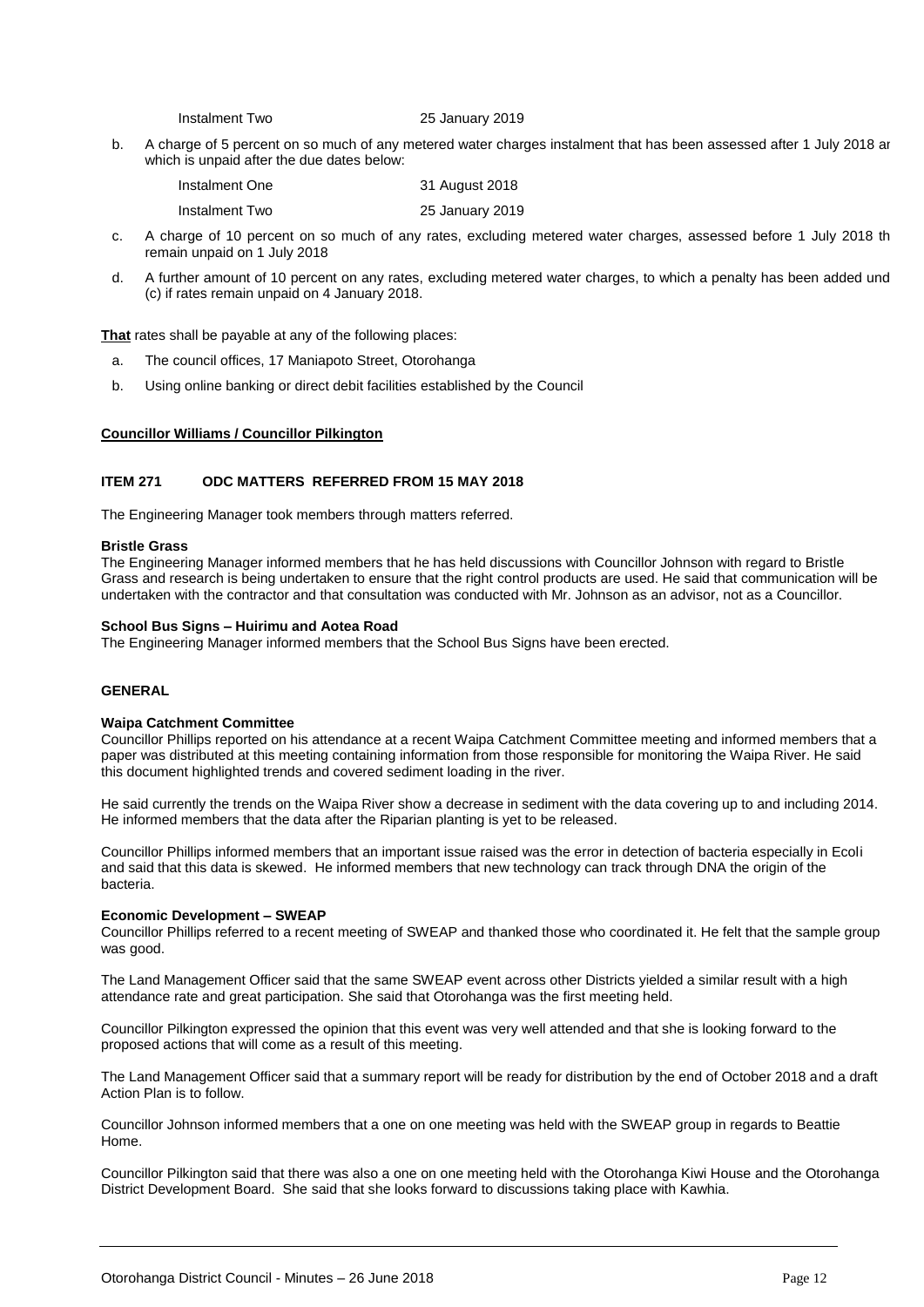Instalment Two 25 January 2019

b. A charge of 5 percent on so much of any metered water charges instalment that has been assessed after 1 July 2018 ar which is unpaid after the due dates below:

| | |
|---|---|
| Instalment One | 31 August 2018 |
| Instalment Two | 25 January 2019 |

c. A charge of 10 percent on so much of any rates, excluding metered water charges, assessed before 1 July 2018 th remain unpaid on 1 July 2018

d. A further amount of 10 percent on any rates, excluding metered water charges, to which a penalty has been added und (c) if rates remain unpaid on 4 January 2018.

**That** rates shall be payable at any of the following places:

a. The council offices, 17 Maniapoto Street, Otorohanga

b. Using online banking or direct debit facilities established by the Council

**Councillor Williams / Councillor Pilkington**

### ITEM 271 ODC MATTERS REFERRED FROM 15 MAY 2018

The Engineering Manager took members through matters referred.

**Bristle Grass**
The Engineering Manager informed members that he has held discussions with Councillor Johnson with regard to Bristle Grass and research is being undertaken to ensure that the right control products are used. He said that communication will be undertaken with the contractor and that consultation was conducted with Mr. Johnson as an advisor, not as a Councillor.

**School Bus Signs – Huirimu and Aotea Road**
The Engineering Manager informed members that the School Bus Signs have been erected.

### GENERAL

**Waipa Catchment Committee**
Councillor Phillips reported on his attendance at a recent Waipa Catchment Committee meeting and informed members that a paper was distributed at this meeting containing information from those responsible for monitoring the Waipa River. He said this document highlighted trends and covered sediment loading in the river.

He said currently the trends on the Waipa River show a decrease in sediment with the data covering up to and including 2014. He informed members that the data after the Riparian planting is yet to be released.

Councillor Phillips informed members that an important issue raised was the error in detection of bacteria especially in Ecoli and said that this data is skewed. He informed members that new technology can track through DNA the origin of the bacteria.

**Economic Development – SWEAP**
Councillor Phillips referred to a recent meeting of SWEAP and thanked those who coordinated it. He felt that the sample group was good.

The Land Management Officer said that the same SWEAP event across other Districts yielded a similar result with a high attendance rate and great participation. She said that Otorohanga was the first meeting held.

Councillor Pilkington expressed the opinion that this event was very well attended and that she is looking forward to the proposed actions that will come as a result of this meeting.

The Land Management Officer said that a summary report will be ready for distribution by the end of October 2018 and a draft Action Plan is to follow.

Councillor Johnson informed members that a one on one meeting was held with the SWEAP group in regards to Beattie Home.

Councillor Pilkington said that there was also a one on one meeting held with the Otorohanga Kiwi House and the Otorohanga District Development Board. She said that she looks forward to discussions taking place with Kawhia.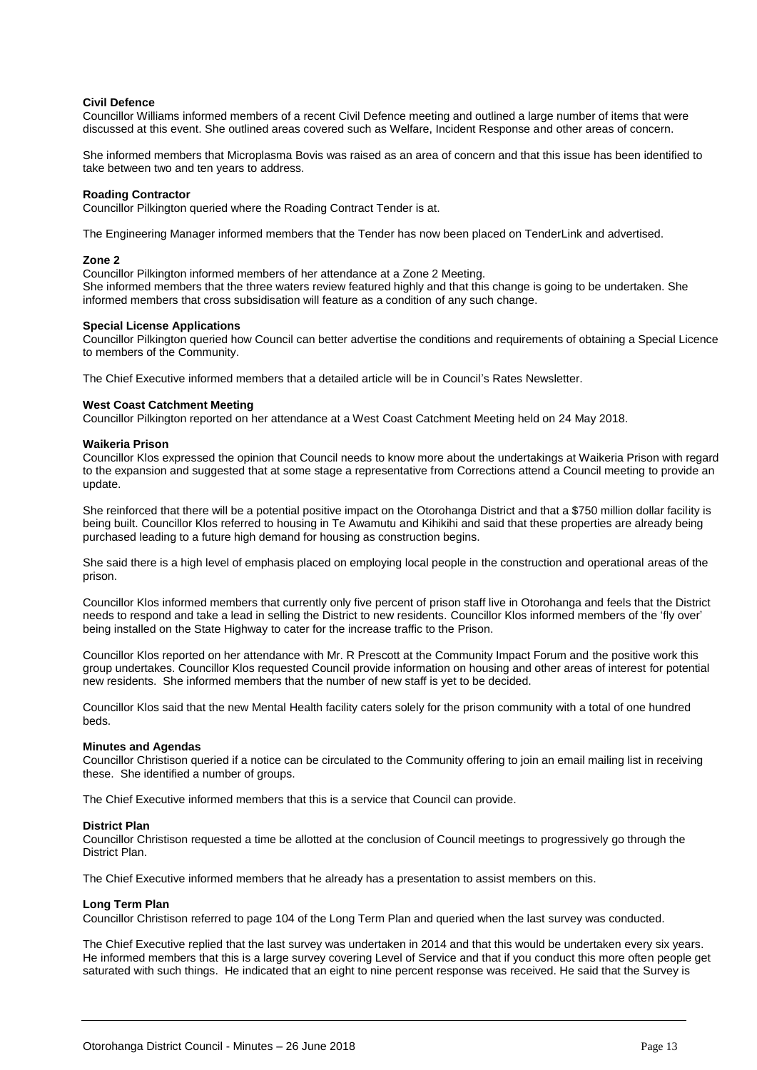**Civil Defence**
Councillor Williams informed members of a recent Civil Defence meeting and outlined a large number of items that were discussed at this event. She outlined areas covered such as Welfare, Incident Response and other areas of concern.

She informed members that Microplasma Bovis was raised as an area of concern and that this issue has been identified to take between two and ten years to address.

**Roading Contractor**
Councillor Pilkington queried where the Roading Contract Tender is at.

The Engineering Manager informed members that the Tender has now been placed on TenderLink and advertised.

**Zone 2**
Councillor Pilkington informed members of her attendance at a Zone 2 Meeting.
She informed members that the three waters review featured highly and that this change is going to be undertaken. She informed members that cross subsidisation will feature as a condition of any such change.

**Special License Applications**
Councillor Pilkington queried how Council can better advertise the conditions and requirements of obtaining a Special Licence to members of the Community.

The Chief Executive informed members that a detailed article will be in Council's Rates Newsletter.

**West Coast Catchment Meeting**
Councillor Pilkington reported on her attendance at a West Coast Catchment Meeting held on 24 May 2018.

**Waikeria Prison**
Councillor Klos expressed the opinion that Council needs to know more about the undertakings at Waikeria Prison with regard to the expansion and suggested that at some stage a representative from Corrections attend a Council meeting to provide an update.

She reinforced that there will be a potential positive impact on the Otorohanga District and that a $750 million dollar facility is being built. Councillor Klos referred to housing in Te Awamutu and Kihikihi and said that these properties are already being purchased leading to a future high demand for housing as construction begins.

She said there is a high level of emphasis placed on employing local people in the construction and operational areas of the prison.

Councillor Klos informed members that currently only five percent of prison staff live in Otorohanga and feels that the District needs to respond and take a lead in selling the District to new residents. Councillor Klos informed members of the 'fly over' being installed on the State Highway to cater for the increase traffic to the Prison.

Councillor Klos reported on her attendance with Mr. R Prescott at the Community Impact Forum and the positive work this group undertakes. Councillor Klos requested Council provide information on housing and other areas of interest for potential new residents. She informed members that the number of new staff is yet to be decided.

Councillor Klos said that the new Mental Health facility caters solely for the prison community with a total of one hundred beds.

**Minutes and Agendas**
Councillor Christison queried if a notice can be circulated to the Community offering to join an email mailing list in receiving these. She identified a number of groups.

The Chief Executive informed members that this is a service that Council can provide.

**District Plan**
Councillor Christison requested a time be allotted at the conclusion of Council meetings to progressively go through the District Plan.

The Chief Executive informed members that he already has a presentation to assist members on this.

**Long Term Plan**
Councillor Christison referred to page 104 of the Long Term Plan and queried when the last survey was conducted.

The Chief Executive replied that the last survey was undertaken in 2014 and that this would be undertaken every six years. He informed members that this is a large survey covering Level of Service and that if you conduct this more often people get saturated with such things. He indicated that an eight to nine percent response was received. He said that the Survey is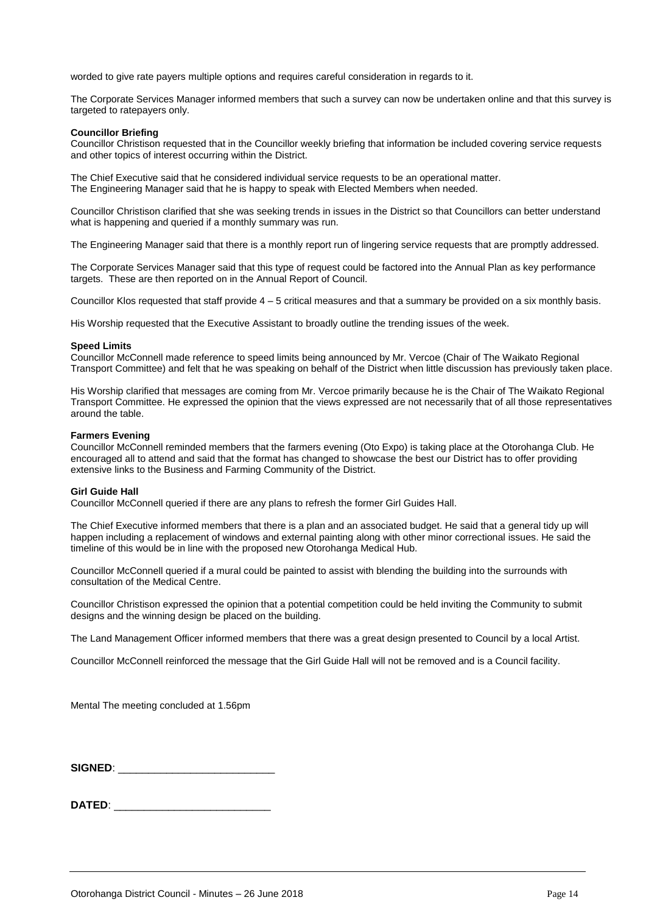worded to give rate payers multiple options and requires careful consideration in regards to it.

The Corporate Services Manager informed members that such a survey can now be undertaken online and that this survey is targeted to ratepayers only.

**Councillor Briefing**

Councillor Christison requested that in the Councillor weekly briefing that information be included covering service requests and other topics of interest occurring within the District.

The Chief Executive said that he considered individual service requests to be an operational matter.
The Engineering Manager said that he is happy to speak with Elected Members when needed.

Councillor Christison clarified that she was seeking trends in issues in the District so that Councillors can better understand what is happening and queried if a monthly summary was run.

The Engineering Manager said that there is a monthly report run of lingering service requests that are promptly addressed.

The Corporate Services Manager said that this type of request could be factored into the Annual Plan as key performance targets. These are then reported on in the Annual Report of Council.

Councillor Klos requested that staff provide 4 – 5 critical measures and that a summary be provided on a six monthly basis.

His Worship requested that the Executive Assistant to broadly outline the trending issues of the week.

**Speed Limits**

Councillor McConnell made reference to speed limits being announced by Mr. Vercoe (Chair of The Waikato Regional Transport Committee) and felt that he was speaking on behalf of the District when little discussion has previously taken place.

His Worship clarified that messages are coming from Mr. Vercoe primarily because he is the Chair of The Waikato Regional Transport Committee. He expressed the opinion that the views expressed are not necessarily that of all those representatives around the table.

**Farmers Evening**

Councillor McConnell reminded members that the farmers evening (Oto Expo) is taking place at the Otorohanga Club. He encouraged all to attend and said that the format has changed to showcase the best our District has to offer providing extensive links to the Business and Farming Community of the District.

**Girl Guide Hall**

Councillor McConnell queried if there are any plans to refresh the former Girl Guides Hall.

The Chief Executive informed members that there is a plan and an associated budget. He said that a general tidy up will happen including a replacement of windows and external painting along with other minor correctional issues. He said the timeline of this would be in line with the proposed new Otorohanga Medical Hub.

Councillor McConnell queried if a mural could be painted to assist with blending the building into the surrounds with consultation of the Medical Centre.

Councillor Christison expressed the opinion that a potential competition could be held inviting the Community to submit designs and the winning design be placed on the building.

The Land Management Officer informed members that there was a great design presented to Council by a local Artist.

Councillor McConnell reinforced the message that the Girl Guide Hall will not be removed and is a Council facility.

Mental The meeting concluded at 1.56pm

**SIGNED**: ___________________________

**DATED**: ___________________________